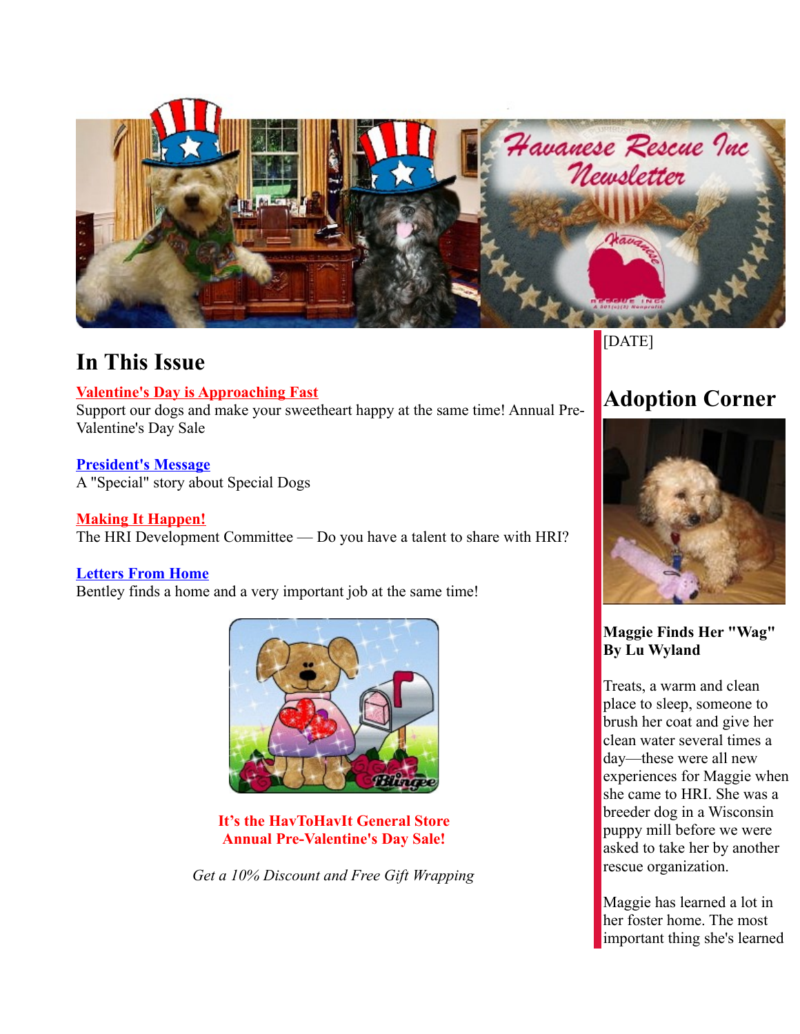# In This Issue

**Valentine's Day is Approaching Fast**
Support our dogs and make your sweetheart happy at the same time! Annual Pre-Valentine's Day Sale

**President's Message**
A "Special" story about Special Dogs

**Making It Happen!**
The HRI Development Committee — Do you have a talent to share with HRI?

**Letters From Home**
Bentley finds a home and a very important job at the same time!

**It's the HavToHavIt General Store**
**Annual Pre-Valentine's Day Sale!**

*Get a 10% Discount and Free Gift Wrapping*

[DATE]

# Adoption Corner

**Maggie Finds Her "Wag"**
**By Lu Wyland**

Treats, a warm and clean place to sleep, someone to brush her coat and give her clean water several times a day—these were all new experiences for Maggie when she came to HRI. She was a breeder dog in a Wisconsin puppy mill before we were asked to take her by another rescue organization.

Maggie has learned a lot in her foster home. The most important thing she's learned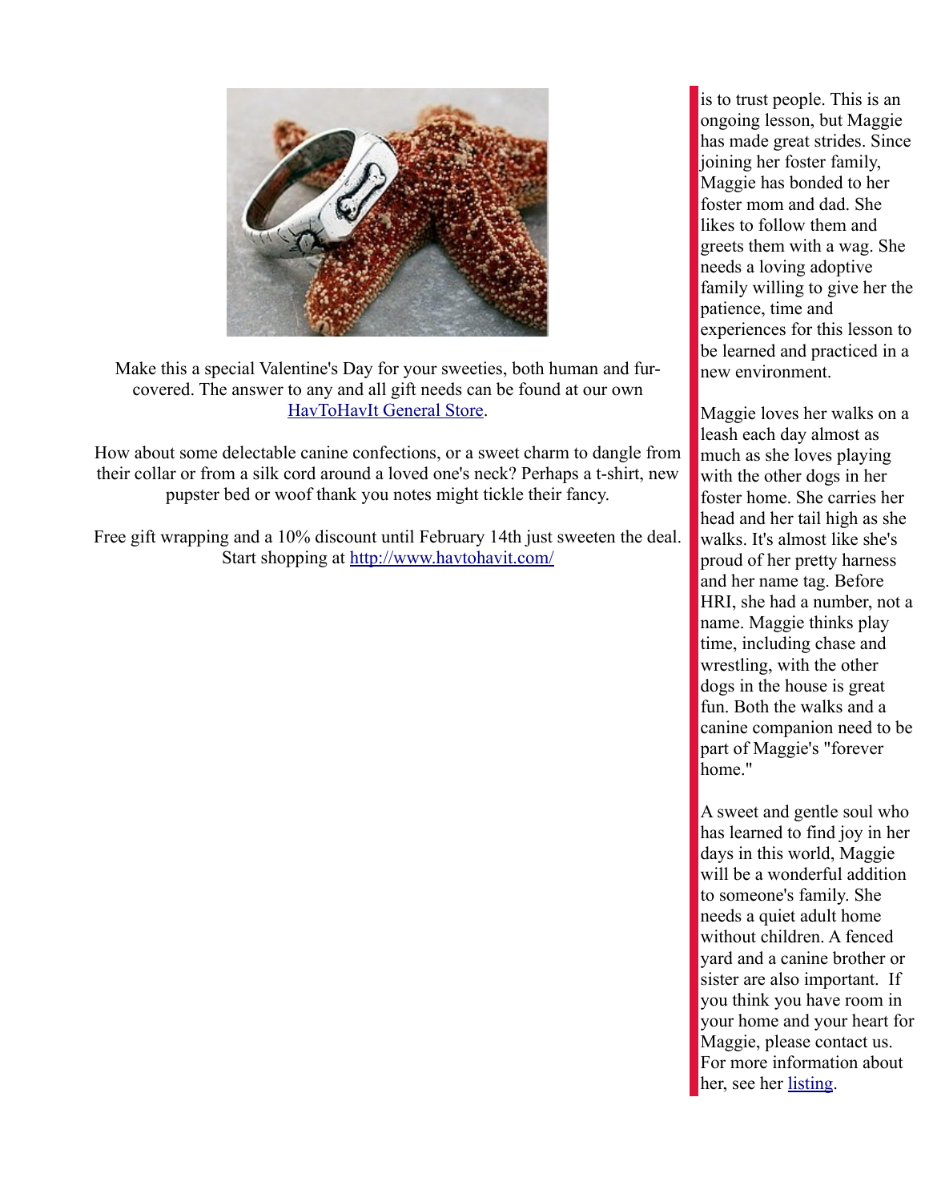Make this a special Valentine's Day for your sweeties, both human and fur-covered. The answer to any and all gift needs can be found at our own [HavToHavIt General Store](http://www.havtohavit.com/).

How about some delectable canine confections, or a sweet charm to dangle from their collar or from a silk cord around a loved one's neck? Perhaps a t-shirt, new pupster bed or woof thank you notes might tickle their fancy.

Free gift wrapping and a 10% discount until February 14th just sweeten the deal. Start shopping at [http://www.havtohavit.com/](http://www.havtohavit.com/)

is to trust people. This is an ongoing lesson, but Maggie has made great strides. Since joining her foster family, Maggie has bonded to her foster mom and dad. She likes to follow them and greets them with a wag. She needs a loving adoptive family willing to give her the patience, time and experiences for this lesson to be learned and practiced in a new environment.

Maggie loves her walks on a leash each day almost as much as she loves playing with the other dogs in her foster home. She carries her head and her tail high as she walks. It's almost like she's proud of her pretty harness and her name tag. Before HRI, she had a number, not a name. Maggie thinks play time, including chase and wrestling, with the other dogs in the house is great fun. Both the walks and a canine companion need to be part of Maggie's "forever home."

A sweet and gentle soul who has learned to find joy in her days in this world, Maggie will be a wonderful addition to someone's family. She needs a quiet adult home without children. A fenced yard and a canine brother or sister are also important. If you think you have room in your home and your heart for Maggie, please contact us. For more information about her, see her listing.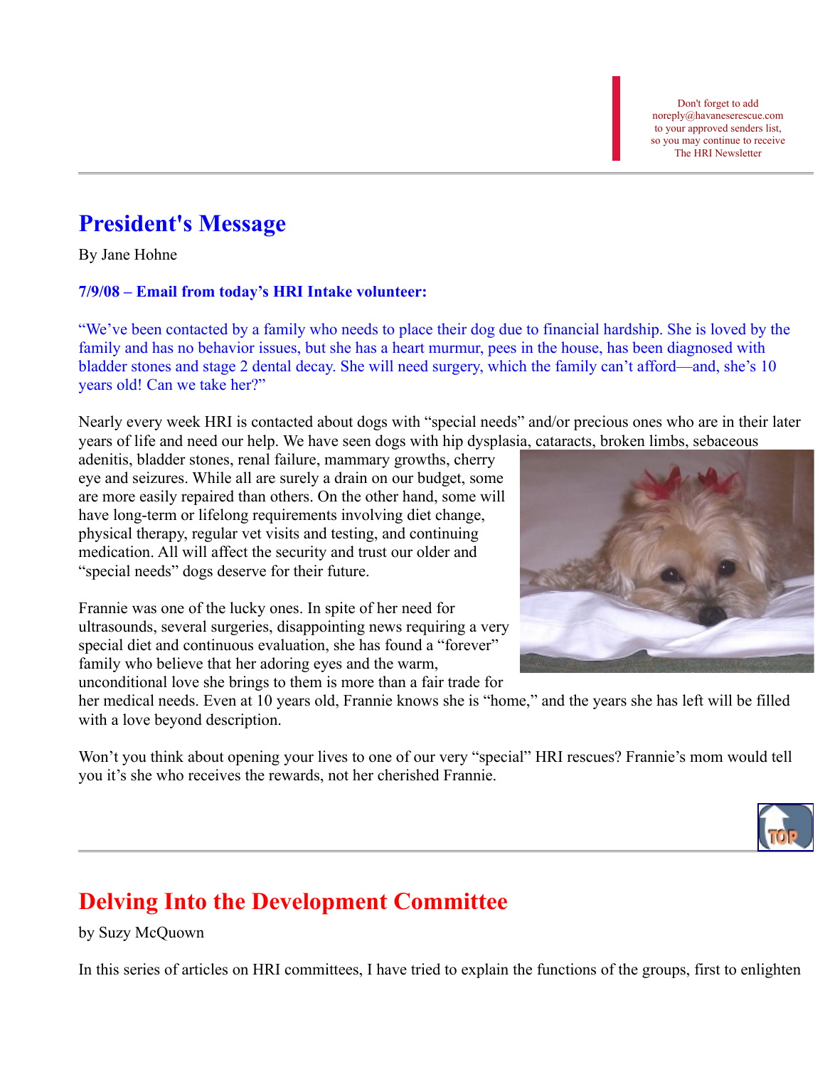Don't forget to add noreply@havaneserescue.com to your approved senders list, so you may continue to receive The HRI Newsletter

## President's Message

By Jane Hohne

**7/9/08 – Email from today's HRI Intake volunteer:**

"We've been contacted by a family who needs to place their dog due to financial hardship. She is loved by the family and has no behavior issues, but she has a heart murmur, pees in the house, has been diagnosed with bladder stones and stage 2 dental decay. She will need surgery, which the family can't afford—and, she's 10 years old! Can we take her?"

Nearly every week HRI is contacted about dogs with "special needs" and/or precious ones who are in their later years of life and need our help. We have seen dogs with hip dysplasia, cataracts, broken limbs, sebaceous adenitis, bladder stones, renal failure, mammary growths, cherry eye and seizures. While all are surely a drain on our budget, some are more easily repaired than others. On the other hand, some will have long-term or lifelong requirements involving diet change, physical therapy, regular vet visits and testing, and continuing medication. All will affect the security and trust our older and "special needs" dogs deserve for their future.

Frannie was one of the lucky ones. In spite of her need for ultrasounds, several surgeries, disappointing news requiring a very special diet and continuous evaluation, she has found a "forever" family who believe that her adoring eyes and the warm, unconditional love she brings to them is more than a fair trade for her medical needs. Even at 10 years old, Frannie knows she is "home," and the years she has left will be filled with a love beyond description.

Won't you think about opening your lives to one of our very "special" HRI rescues? Frannie's mom would tell you it's she who receives the rewards, not her cherished Frannie.

## Delving Into the Development Committee

by Suzy McQuown

In this series of articles on HRI committees, I have tried to explain the functions of the groups, first to enlighten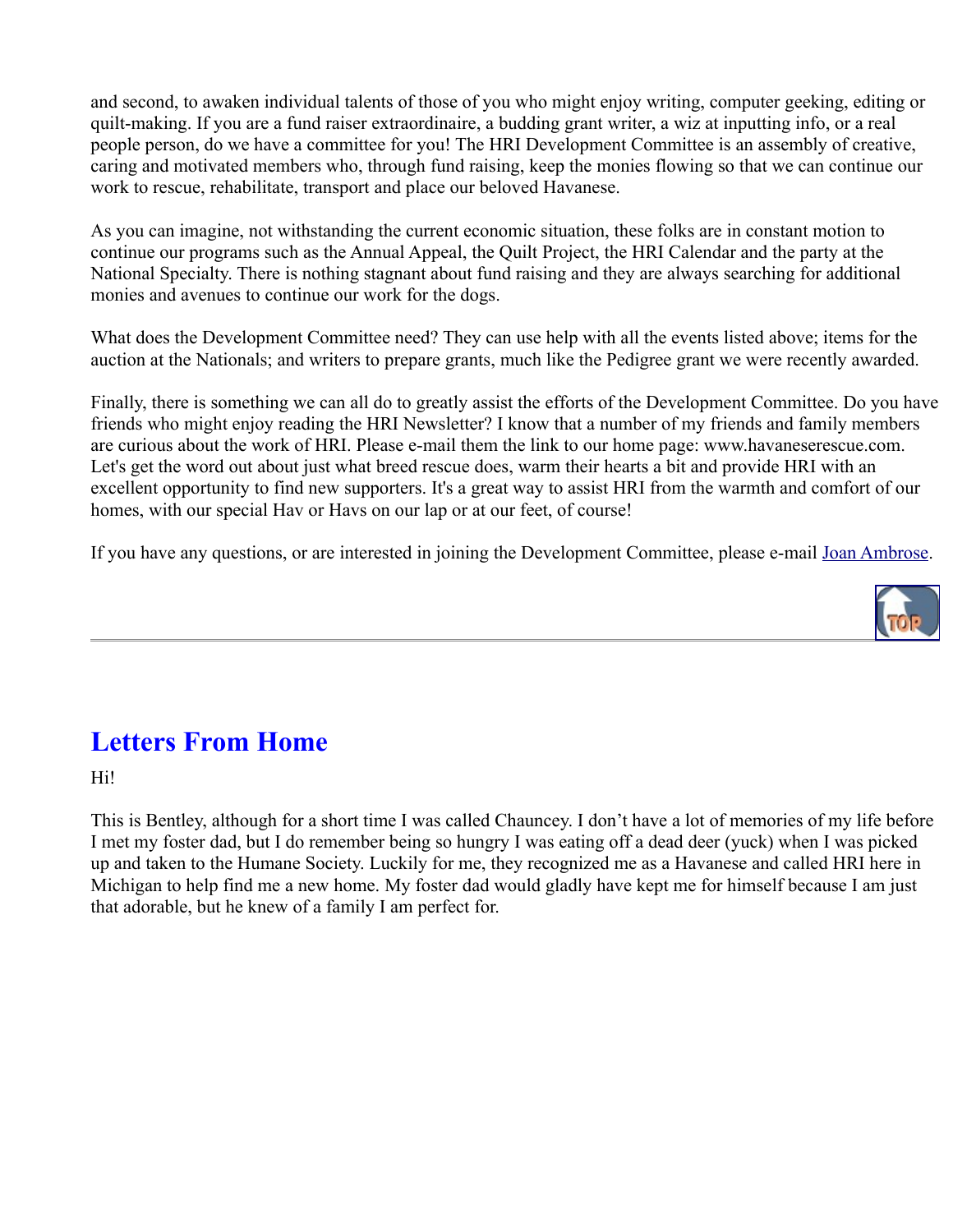and second, to awaken individual talents of those of you who might enjoy writing, computer geeking, editing or quilt-making. If you are a fund raiser extraordinaire, a budding grant writer, a wiz at inputting info, or a real people person, do we have a committee for you! The HRI Development Committee is an assembly of creative, caring and motivated members who, through fund raising, keep the monies flowing so that we can continue our work to rescue, rehabilitate, transport and place our beloved Havanese.

As you can imagine, not withstanding the current economic situation, these folks are in constant motion to continue our programs such as the Annual Appeal, the Quilt Project, the HRI Calendar and the party at the National Specialty. There is nothing stagnant about fund raising and they are always searching for additional monies and avenues to continue our work for the dogs.

What does the Development Committee need? They can use help with all the events listed above; items for the auction at the Nationals; and writers to prepare grants, much like the Pedigree grant we were recently awarded.

Finally, there is something we can all do to greatly assist the efforts of the Development Committee. Do you have friends who might enjoy reading the HRI Newsletter? I know that a number of my friends and family members are curious about the work of HRI. Please e-mail them the link to our home page: www.havaneserescue.com. Let's get the word out about just what breed rescue does, warm their hearts a bit and provide HRI with an excellent opportunity to find new supporters. It's a great way to assist HRI from the warmth and comfort of our homes, with our special Hav or Havs on our lap or at our feet, of course!

If you have any questions, or are interested in joining the Development Committee, please e-mail Joan Ambrose.

---

## Letters From Home

Hi!

This is Bentley, although for a short time I was called Chauncey. I don't have a lot of memories of my life before I met my foster dad, but I do remember being so hungry I was eating off a dead deer (yuck) when I was picked up and taken to the Humane Society. Luckily for me, they recognized me as a Havanese and called HRI here in Michigan to help find me a new home. My foster dad would gladly have kept me for himself because I am just that adorable, but he knew of a family I am perfect for.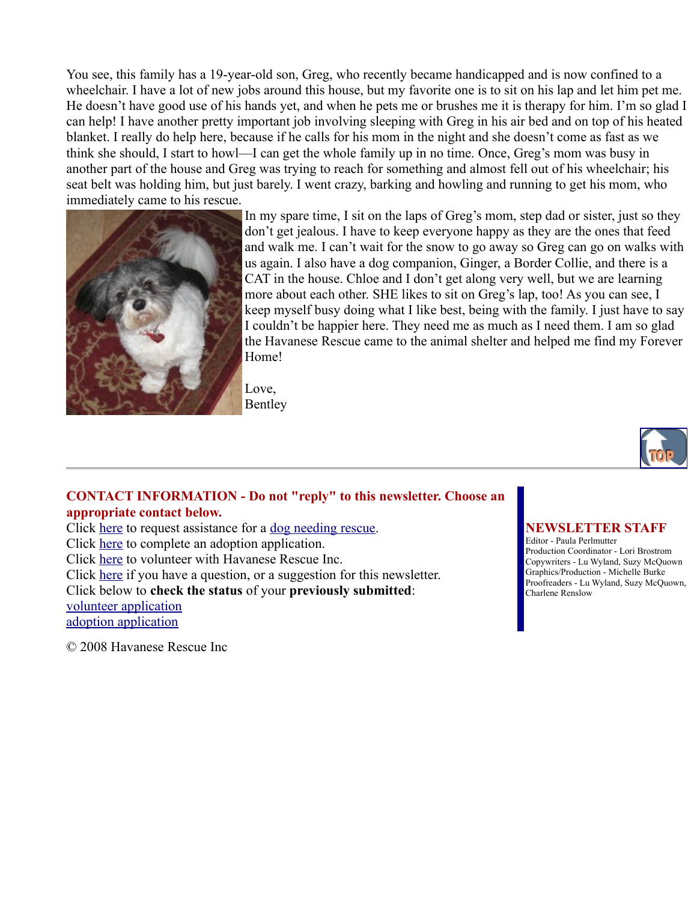You see, this family has a 19-year-old son, Greg, who recently became handicapped and is now confined to a wheelchair. I have a lot of new jobs around this house, but my favorite one is to sit on his lap and let him pet me. He doesn't have good use of his hands yet, and when he pets me or brushes me it is therapy for him. I'm so glad I can help! I have another pretty important job involving sleeping with Greg in his air bed and on top of his heated blanket. I really do help here, because if he calls for his mom in the night and she doesn't come as fast as we think she should, I start to howl—I can get the whole family up in no time. Once, Greg's mom was busy in another part of the house and Greg was trying to reach for something and almost fell out of his wheelchair; his seat belt was holding him, but just barely. I went crazy, barking and howling and running to get his mom, who immediately came to his rescue.

In my spare time, I sit on the laps of Greg's mom, step dad or sister, just so they don't get jealous. I have to keep everyone happy as they are the ones that feed and walk me. I can't wait for the snow to go away so Greg can go on walks with us again. I also have a dog companion, Ginger, a Border Collie, and there is a CAT in the house. Chloe and I don't get along very well, but we are learning more about each other. SHE likes to sit on Greg's lap, too! As you can see, I keep myself busy doing what I like best, being with the family. I just have to say I couldn't be happier here. They need me as much as I need them. I am so glad the Havanese Rescue came to the animal shelter and helped me find my Forever Home!

Love,
Bentley

TOP

---

**CONTACT INFORMATION - Do not "reply" to this newsletter. Choose an appropriate contact below.**

Click here to request assistance for a dog needing rescue.
Click here to complete an adoption application.
Click here to volunteer with Havanese Rescue Inc.
Click here if you have a question, or a suggestion for this newsletter.
Click below to **check the status** of your **previously submitted**:
volunteer application
adoption application

© 2008 Havanese Rescue Inc

**NEWSLETTER STAFF**

Editor - Paula Perlmutter
Production Coordinator - Lori Brostrom
Copywriters - Lu Wyland, Suzy McQuown
Graphics/Production - Michelle Burke
Proofreaders - Lu Wyland, Suzy McQuown, Charlene Renslow